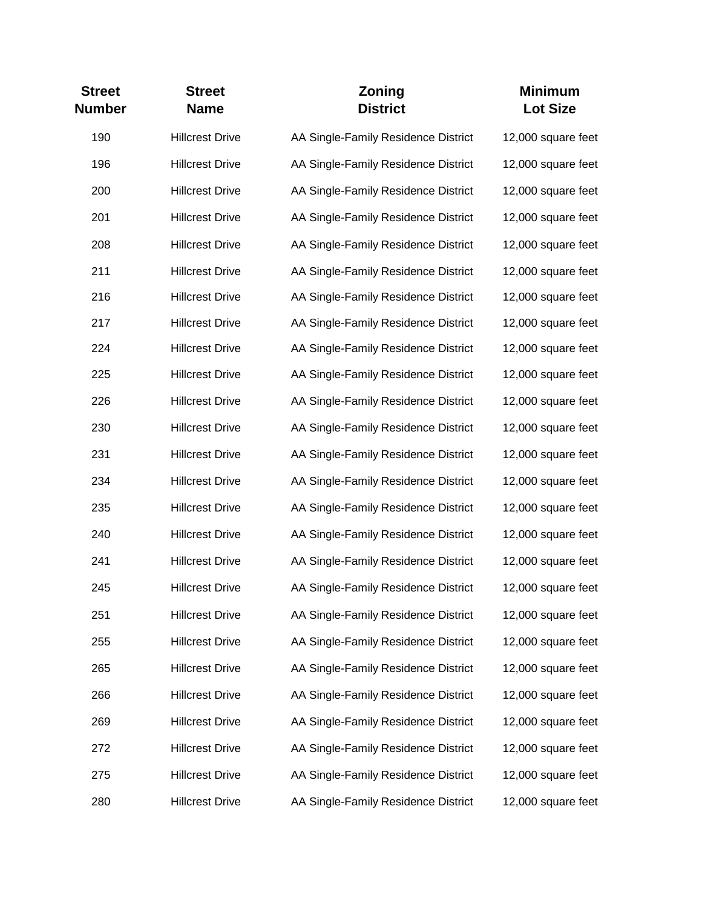| Street Number | Street Name | Zoning District | Minimum Lot Size |
|---|---|---|---|
| 190 | Hillcrest Drive | AA Single-Family Residence District | 12,000 square feet |
| 196 | Hillcrest Drive | AA Single-Family Residence District | 12,000 square feet |
| 200 | Hillcrest Drive | AA Single-Family Residence District | 12,000 square feet |
| 201 | Hillcrest Drive | AA Single-Family Residence District | 12,000 square feet |
| 208 | Hillcrest Drive | AA Single-Family Residence District | 12,000 square feet |
| 211 | Hillcrest Drive | AA Single-Family Residence District | 12,000 square feet |
| 216 | Hillcrest Drive | AA Single-Family Residence District | 12,000 square feet |
| 217 | Hillcrest Drive | AA Single-Family Residence District | 12,000 square feet |
| 224 | Hillcrest Drive | AA Single-Family Residence District | 12,000 square feet |
| 225 | Hillcrest Drive | AA Single-Family Residence District | 12,000 square feet |
| 226 | Hillcrest Drive | AA Single-Family Residence District | 12,000 square feet |
| 230 | Hillcrest Drive | AA Single-Family Residence District | 12,000 square feet |
| 231 | Hillcrest Drive | AA Single-Family Residence District | 12,000 square feet |
| 234 | Hillcrest Drive | AA Single-Family Residence District | 12,000 square feet |
| 235 | Hillcrest Drive | AA Single-Family Residence District | 12,000 square feet |
| 240 | Hillcrest Drive | AA Single-Family Residence District | 12,000 square feet |
| 241 | Hillcrest Drive | AA Single-Family Residence District | 12,000 square feet |
| 245 | Hillcrest Drive | AA Single-Family Residence District | 12,000 square feet |
| 251 | Hillcrest Drive | AA Single-Family Residence District | 12,000 square feet |
| 255 | Hillcrest Drive | AA Single-Family Residence District | 12,000 square feet |
| 265 | Hillcrest Drive | AA Single-Family Residence District | 12,000 square feet |
| 266 | Hillcrest Drive | AA Single-Family Residence District | 12,000 square feet |
| 269 | Hillcrest Drive | AA Single-Family Residence District | 12,000 square feet |
| 272 | Hillcrest Drive | AA Single-Family Residence District | 12,000 square feet |
| 275 | Hillcrest Drive | AA Single-Family Residence District | 12,000 square feet |
| 280 | Hillcrest Drive | AA Single-Family Residence District | 12,000 square feet |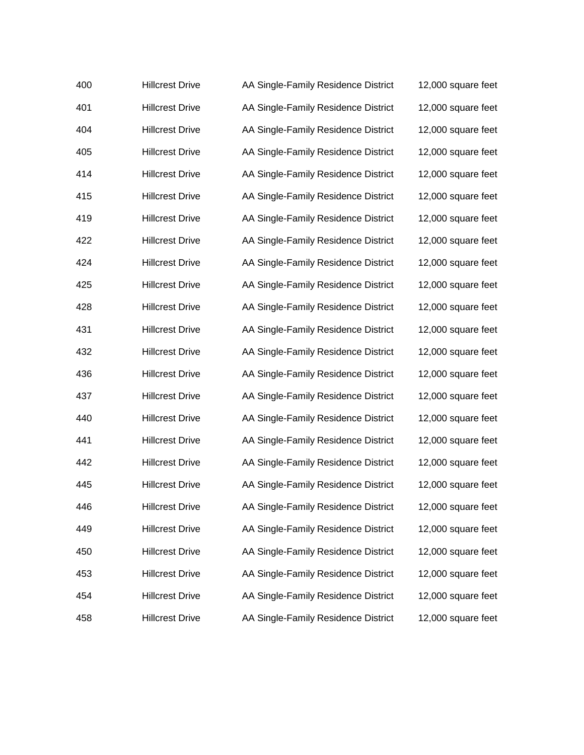| | | | |
|---|---|---|---|
| 400 | Hillcrest Drive | AA Single-Family Residence District | 12,000 square feet |
| 401 | Hillcrest Drive | AA Single-Family Residence District | 12,000 square feet |
| 404 | Hillcrest Drive | AA Single-Family Residence District | 12,000 square feet |
| 405 | Hillcrest Drive | AA Single-Family Residence District | 12,000 square feet |
| 414 | Hillcrest Drive | AA Single-Family Residence District | 12,000 square feet |
| 415 | Hillcrest Drive | AA Single-Family Residence District | 12,000 square feet |
| 419 | Hillcrest Drive | AA Single-Family Residence District | 12,000 square feet |
| 422 | Hillcrest Drive | AA Single-Family Residence District | 12,000 square feet |
| 424 | Hillcrest Drive | AA Single-Family Residence District | 12,000 square feet |
| 425 | Hillcrest Drive | AA Single-Family Residence District | 12,000 square feet |
| 428 | Hillcrest Drive | AA Single-Family Residence District | 12,000 square feet |
| 431 | Hillcrest Drive | AA Single-Family Residence District | 12,000 square feet |
| 432 | Hillcrest Drive | AA Single-Family Residence District | 12,000 square feet |
| 436 | Hillcrest Drive | AA Single-Family Residence District | 12,000 square feet |
| 437 | Hillcrest Drive | AA Single-Family Residence District | 12,000 square feet |
| 440 | Hillcrest Drive | AA Single-Family Residence District | 12,000 square feet |
| 441 | Hillcrest Drive | AA Single-Family Residence District | 12,000 square feet |
| 442 | Hillcrest Drive | AA Single-Family Residence District | 12,000 square feet |
| 445 | Hillcrest Drive | AA Single-Family Residence District | 12,000 square feet |
| 446 | Hillcrest Drive | AA Single-Family Residence District | 12,000 square feet |
| 449 | Hillcrest Drive | AA Single-Family Residence District | 12,000 square feet |
| 450 | Hillcrest Drive | AA Single-Family Residence District | 12,000 square feet |
| 453 | Hillcrest Drive | AA Single-Family Residence District | 12,000 square feet |
| 454 | Hillcrest Drive | AA Single-Family Residence District | 12,000 square feet |
| 458 | Hillcrest Drive | AA Single-Family Residence District | 12,000 square feet |